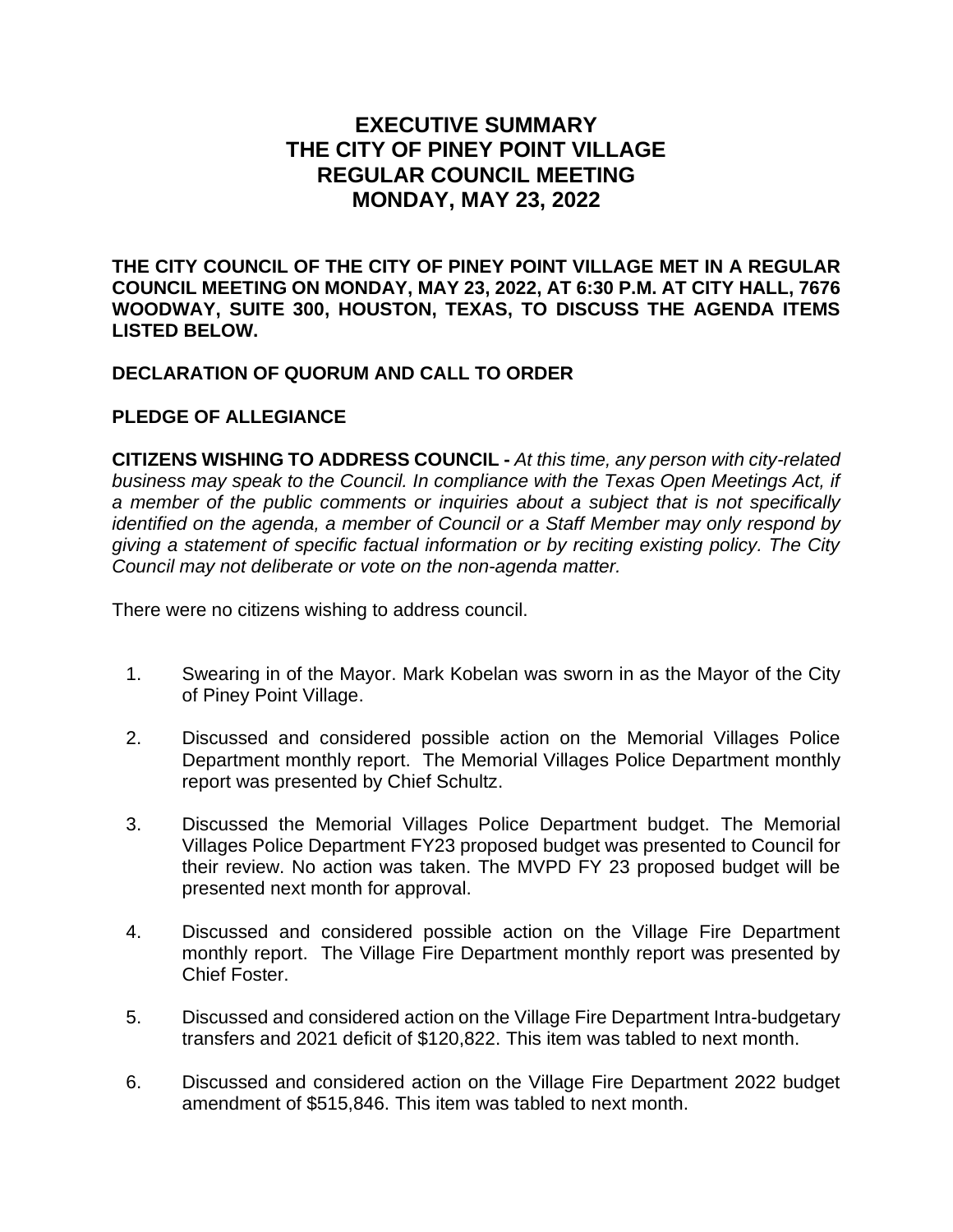# EXECUTIVE SUMMARY
# THE CITY OF PINEY POINT VILLAGE
# REGULAR COUNCIL MEETING
# MONDAY, MAY 23, 2022

**THE CITY COUNCIL OF THE CITY OF PINEY POINT VILLAGE MET IN A REGULAR COUNCIL MEETING ON MONDAY, MAY 23, 2022, AT 6:30 P.M. AT CITY HALL, 7676 WOODWAY, SUITE 300, HOUSTON, TEXAS, TO DISCUSS THE AGENDA ITEMS LISTED BELOW.**

**DECLARATION OF QUORUM AND CALL TO ORDER**

**PLEDGE OF ALLEGIANCE**

**CITIZENS WISHING TO ADDRESS COUNCIL -** *At this time, any person with city-related business may speak to the Council. In compliance with the Texas Open Meetings Act, if a member of the public comments or inquiries about a subject that is not specifically identified on the agenda, a member of Council or a Staff Member may only respond by giving a statement of specific factual information or by reciting existing policy. The City Council may not deliberate or vote on the non-agenda matter.*

There were no citizens wishing to address council.

1. Swearing in of the Mayor. Mark Kobelan was sworn in as the Mayor of the City of Piney Point Village.

2. Discussed and considered possible action on the Memorial Villages Police Department monthly report. The Memorial Villages Police Department monthly report was presented by Chief Schultz.

3. Discussed the Memorial Villages Police Department budget. The Memorial Villages Police Department FY23 proposed budget was presented to Council for their review. No action was taken. The MVPD FY 23 proposed budget will be presented next month for approval.

4. Discussed and considered possible action on the Village Fire Department monthly report. The Village Fire Department monthly report was presented by Chief Foster.

5. Discussed and considered action on the Village Fire Department Intra-budgetary transfers and 2021 deficit of $120,822. This item was tabled to next month.

6. Discussed and considered action on the Village Fire Department 2022 budget amendment of $515,846. This item was tabled to next month.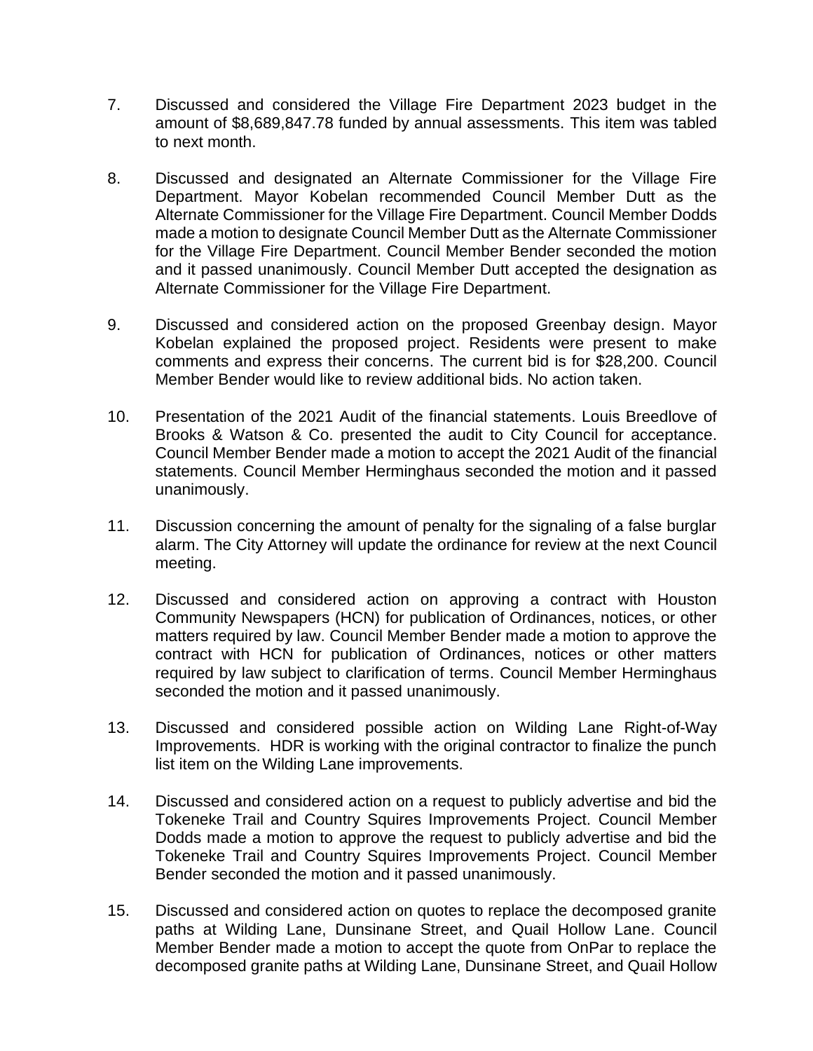7. Discussed and considered the Village Fire Department 2023 budget in the amount of $8,689,847.78 funded by annual assessments. This item was tabled to next month.

8. Discussed and designated an Alternate Commissioner for the Village Fire Department. Mayor Kobelan recommended Council Member Dutt as the Alternate Commissioner for the Village Fire Department. Council Member Dodds made a motion to designate Council Member Dutt as the Alternate Commissioner for the Village Fire Department. Council Member Bender seconded the motion and it passed unanimously. Council Member Dutt accepted the designation as Alternate Commissioner for the Village Fire Department.

9. Discussed and considered action on the proposed Greenbay design. Mayor Kobelan explained the proposed project. Residents were present to make comments and express their concerns. The current bid is for $28,200. Council Member Bender would like to review additional bids. No action taken.

10. Presentation of the 2021 Audit of the financial statements. Louis Breedlove of Brooks & Watson & Co. presented the audit to City Council for acceptance. Council Member Bender made a motion to accept the 2021 Audit of the financial statements. Council Member Herminghaus seconded the motion and it passed unanimously.

11. Discussion concerning the amount of penalty for the signaling of a false burglar alarm. The City Attorney will update the ordinance for review at the next Council meeting.

12. Discussed and considered action on approving a contract with Houston Community Newspapers (HCN) for publication of Ordinances, notices, or other matters required by law. Council Member Bender made a motion to approve the contract with HCN for publication of Ordinances, notices or other matters required by law subject to clarification of terms. Council Member Herminghaus seconded the motion and it passed unanimously.

13. Discussed and considered possible action on Wilding Lane Right-of-Way Improvements. HDR is working with the original contractor to finalize the punch list item on the Wilding Lane improvements.

14. Discussed and considered action on a request to publicly advertise and bid the Tokeneke Trail and Country Squires Improvements Project. Council Member Dodds made a motion to approve the request to publicly advertise and bid the Tokeneke Trail and Country Squires Improvements Project. Council Member Bender seconded the motion and it passed unanimously.

15. Discussed and considered action on quotes to replace the decomposed granite paths at Wilding Lane, Dunsinane Street, and Quail Hollow Lane. Council Member Bender made a motion to accept the quote from OnPar to replace the decomposed granite paths at Wilding Lane, Dunsinane Street, and Quail Hollow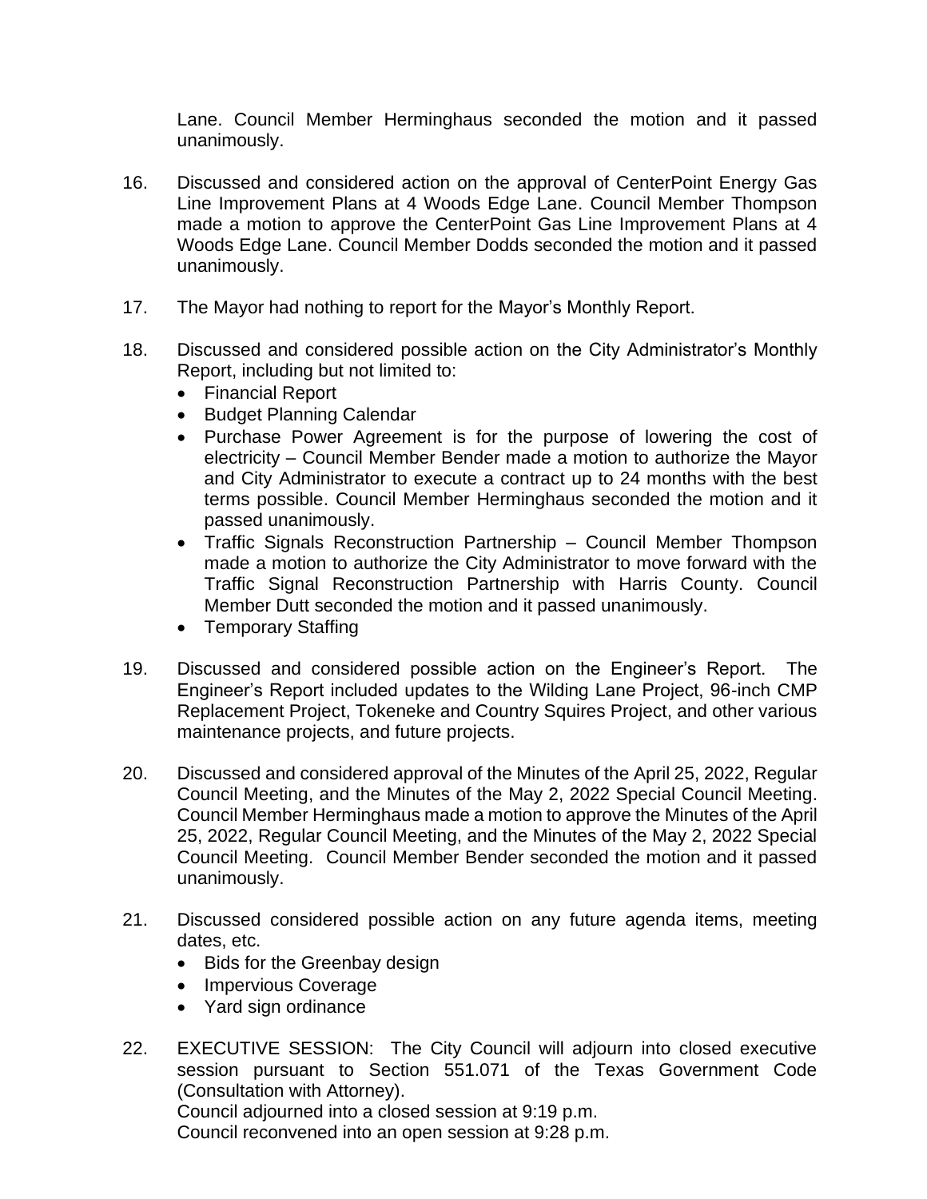Lane. Council Member Herminghaus seconded the motion and it passed unanimously.

16. Discussed and considered action on the approval of CenterPoint Energy Gas Line Improvement Plans at 4 Woods Edge Lane. Council Member Thompson made a motion to approve the CenterPoint Gas Line Improvement Plans at 4 Woods Edge Lane. Council Member Dodds seconded the motion and it passed unanimously.

17. The Mayor had nothing to report for the Mayor's Monthly Report.

18. Discussed and considered possible action on the City Administrator's Monthly Report, including but not limited to:
    - Financial Report
    - Budget Planning Calendar
    - Purchase Power Agreement is for the purpose of lowering the cost of electricity – Council Member Bender made a motion to authorize the Mayor and City Administrator to execute a contract up to 24 months with the best terms possible. Council Member Herminghaus seconded the motion and it passed unanimously.
    - Traffic Signals Reconstruction Partnership – Council Member Thompson made a motion to authorize the City Administrator to move forward with the Traffic Signal Reconstruction Partnership with Harris County. Council Member Dutt seconded the motion and it passed unanimously.
    - Temporary Staffing

19. Discussed and considered possible action on the Engineer's Report. The Engineer's Report included updates to the Wilding Lane Project, 96-inch CMP Replacement Project, Tokeneke and Country Squires Project, and other various maintenance projects, and future projects.

20. Discussed and considered approval of the Minutes of the April 25, 2022, Regular Council Meeting, and the Minutes of the May 2, 2022 Special Council Meeting. Council Member Herminghaus made a motion to approve the Minutes of the April 25, 2022, Regular Council Meeting, and the Minutes of the May 2, 2022 Special Council Meeting. Council Member Bender seconded the motion and it passed unanimously.

21. Discussed considered possible action on any future agenda items, meeting dates, etc.
    - Bids for the Greenbay design
    - Impervious Coverage
    - Yard sign ordinance

22. EXECUTIVE SESSION: The City Council will adjourn into closed executive session pursuant to Section 551.071 of the Texas Government Code (Consultation with Attorney).
    Council adjourned into a closed session at 9:19 p.m.
    Council reconvened into an open session at 9:28 p.m.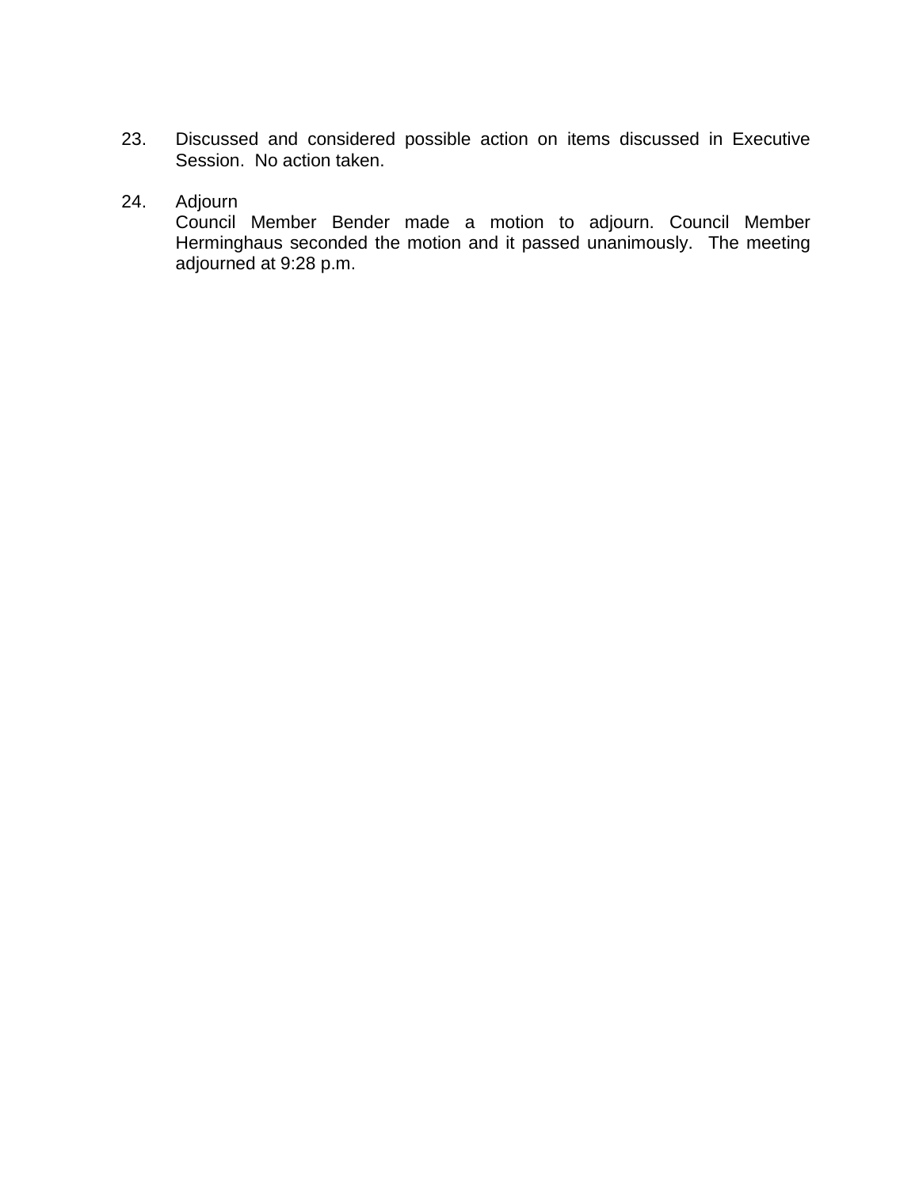23. Discussed and considered possible action on items discussed in Executive Session. No action taken.

24. Adjourn
    Council Member Bender made a motion to adjourn. Council Member Herminghaus seconded the motion and it passed unanimously. The meeting adjourned at 9:28 p.m.